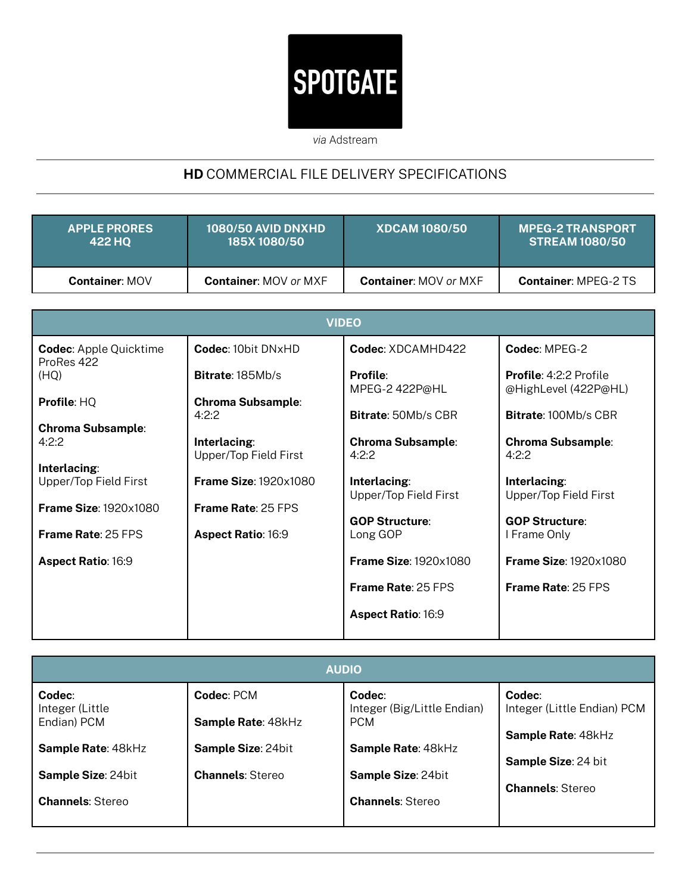# SPOTGATE

*via* Adstream

## **HD** COMMERCIAL FILE DELIVERY SPECIFICATIONS

| APPLE PRORES 422 HQ | 1080/50 AVID DNXHD 185X 1080/50 | XDCAM 1080/50 | MPEG-2 TRANSPORT STREAM 1080/50 |
|---|---|---|---|
| **Container**: MOV | **Container**: MOV *or* MXF | **Container**: MOV *or* MXF | **Container**: MPEG-2 TS |

| VIDEO | | | |
|---|---|---|---|
| **Codec**: Apple Quicktime ProRes 422 (HQ)<br><br>**Profile**: HQ<br><br>**Chroma Subsample**: 4:2:2<br><br>**Interlacing**: Upper/Top Field First<br><br>**Frame Size**: 1920x1080<br><br>**Frame Rate**: 25 FPS<br><br>**Aspect Ratio**: 16:9 | **Codec**: 10bit DNxHD<br><br>**Bitrate**: 185Mb/s<br><br>**Chroma Subsample**: 4:2:2<br><br>**Interlacing**: Upper/Top Field First<br><br>**Frame Size**: 1920x1080<br><br>**Frame Rate**: 25 FPS<br><br>**Aspect Ratio**: 16:9 | **Codec**: XDCAMHD422<br><br>**Profile**: MPEG-2 422P@HL<br><br>**Bitrate**: 50Mb/s CBR<br><br>**Chroma Subsample**: 4:2:2<br><br>**Interlacing**: Upper/Top Field First<br><br>**GOP Structure**: Long GOP<br><br>**Frame Size**: 1920x1080<br><br>**Frame Rate**: 25 FPS<br><br>**Aspect Ratio**: 16:9 | **Codec**: MPEG-2<br><br>**Profile**: 4:2:2 Profile @HighLevel (422P@HL)<br><br>**Bitrate**: 100Mb/s CBR<br><br>**Chroma Subsample**: 4:2:2<br><br>**Interlacing**: Upper/Top Field First<br><br>**GOP Structure**: I Frame Only<br><br>**Frame Size**: 1920x1080<br><br>**Frame Rate**: 25 FPS |

| AUDIO | | | |
|---|---|---|---|
| **Codec**: Integer (Little Endian) PCM<br><br>**Sample Rate**: 48kHz<br><br>**Sample Size**: 24bit<br><br>**Channels**: Stereo | **Codec**: PCM<br><br>**Sample Rate**: 48kHz<br><br>**Sample Size**: 24bit<br><br>**Channels**: Stereo | **Codec**: Integer (Big/Little Endian) PCM<br><br>**Sample Rate**: 48kHz<br><br>**Sample Size**: 24bit<br><br>**Channels**: Stereo | **Codec**: Integer (Little Endian) PCM<br><br>**Sample Rate**: 48kHz<br><br>**Sample Size**: 24 bit<br><br>**Channels**: Stereo |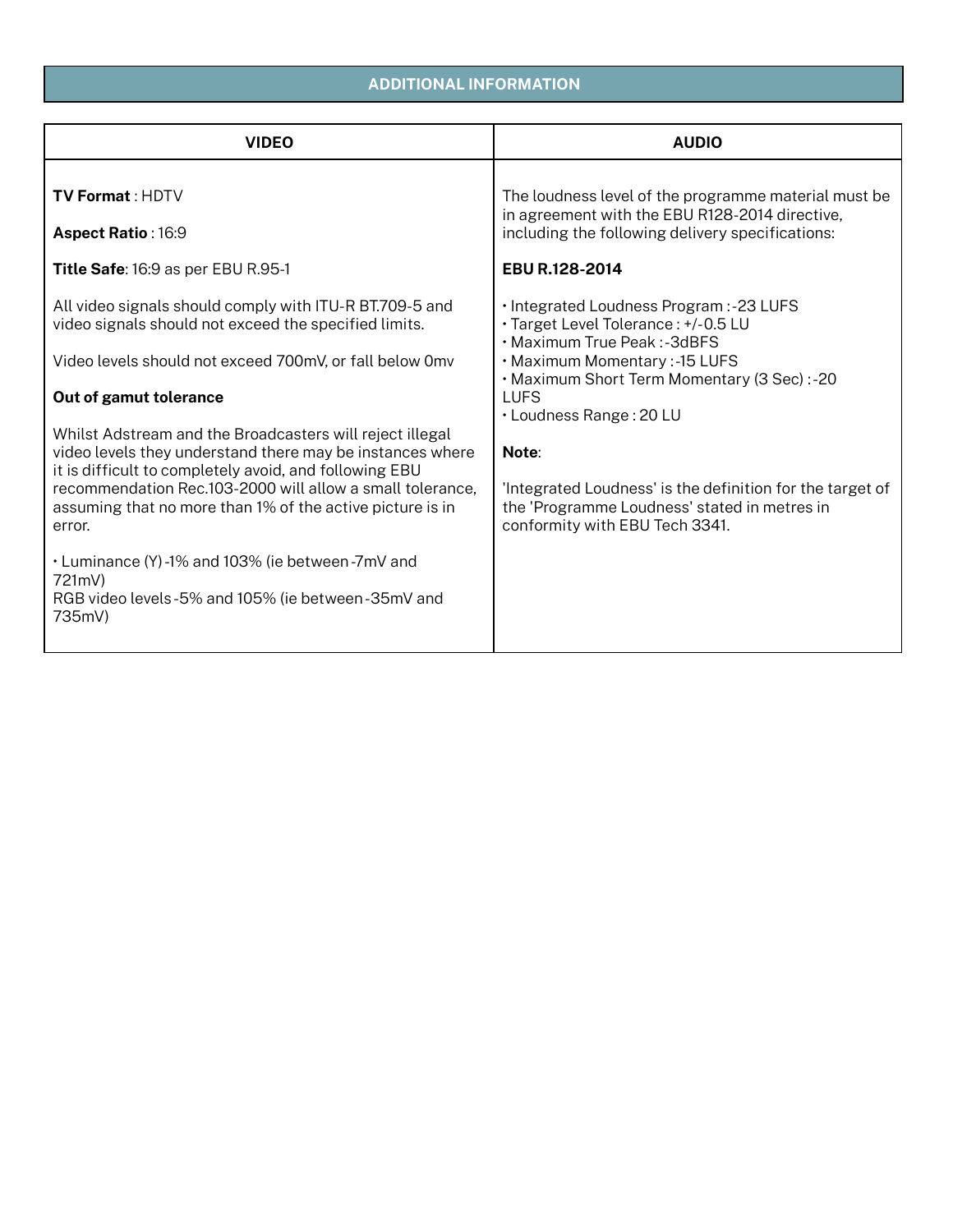## ADDITIONAL INFORMATION

| VIDEO | AUDIO |
|---|---|
| **TV Format** : HDTV<br><br>**Aspect Ratio** : 16:9<br><br>**Title Safe**: 16:9 as per EBU R.95-1<br><br>All video signals should comply with ITU-R BT.709-5 and video signals should not exceed the specified limits.<br><br>Video levels should not exceed 700mV, or fall below 0mv<br><br>**Out of gamut tolerance**<br><br>Whilst Adstream and the Broadcasters will reject illegal video levels they understand there may be instances where it is difficult to completely avoid, and following EBU recommendation Rec.103-2000 will allow a small tolerance, assuming that no more than 1% of the active picture is in error.<br><br>• Luminance (Y) -1% and 103% (ie between -7mV and 721mV)<br>RGB video levels -5% and 105% (ie between -35mV and 735mV) | The loudness level of the programme material must be in agreement with the EBU R128-2014 directive, including the following delivery specifications:<br><br>**EBU R.128-2014**<br><br>• Integrated Loudness Program : -23 LUFS<br>• Target Level Tolerance : +/-0.5 LU<br>• Maximum True Peak : -3dBFS<br>• Maximum Momentary : -15 LUFS<br>• Maximum Short Term Momentary (3 Sec) : -20 LUFS<br>• Loudness Range : 20 LU<br><br>**Note**:<br><br>'Integrated Loudness' is the definition for the target of the 'Programme Loudness' stated in metres in conformity with EBU Tech 3341. |